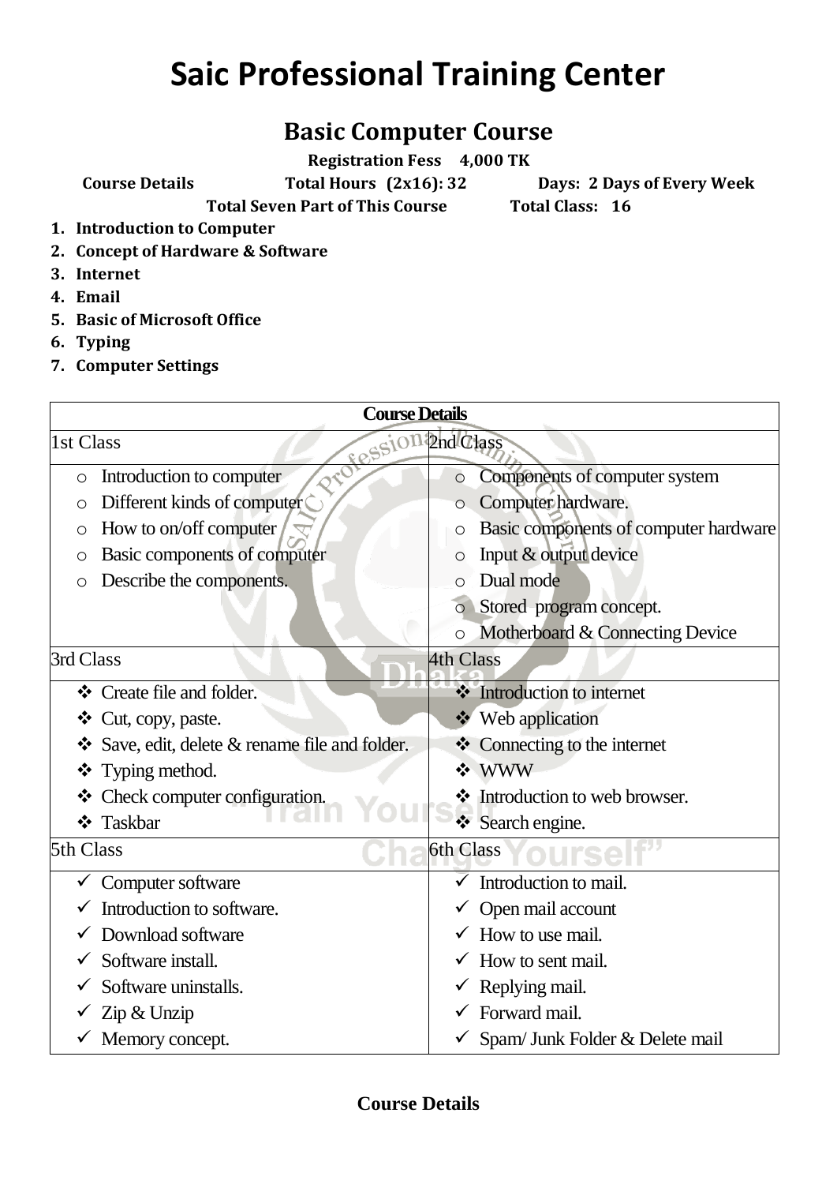# Saic Professional Training Center

## Basic Computer Course

**Registration Fess 4,000 TK**

**Course Details** **Total Hours (2x16): 32** **Days: 2 Days of Every Week**

**Total Seven Part of This Course** **Total Class: 16**

1. **Introduction to Computer**
2. **Concept of Hardware & Software**
3. **Internet**
4. **Email**
5. **Basic of Microsoft Office**
6. **Typing**
7. **Computer Settings**

| **Course Details** | |
|---|---|
| 1st Class | 2nd Class |
| ○ Introduction to computer<br>○ Different kinds of computer<br>○ How to on/off computer<br>○ Basic components of computer<br>○ Describe the components. | ○ Components of computer system<br>○ Computer hardware.<br>○ Basic components of computer hardware<br>○ Input & output device<br>○ Dual mode<br>○ Stored program concept.<br>○ Motherboard & Connecting Device |
| 3rd Class | 4th Class |
| ❖ Create file and folder.<br>❖ Cut, copy, paste.<br>❖ Save, edit, delete & rename file and folder.<br>❖ Typing method.<br>❖ Check computer configuration.<br>❖ Taskbar | ❖ Introduction to internet<br>❖ Web application<br>❖ Connecting to the internet<br>❖ WWW<br>❖ Introduction to web browser.<br>❖ Search engine. |
| 5th Class | 6th Class |
| ✓ Computer software<br>✓ Introduction to software.<br>✓ Download software<br>✓ Software install.<br>✓ Software uninstalls.<br>✓ Zip & Unzip<br>✓ Memory concept. | ✓ Introduction to mail.<br>✓ Open mail account<br>✓ How to use mail.<br>✓ How to sent mail.<br>✓ Replying mail.<br>✓ Forward mail.<br>✓ Spam/ Junk Folder & Delete mail |

**Course Details**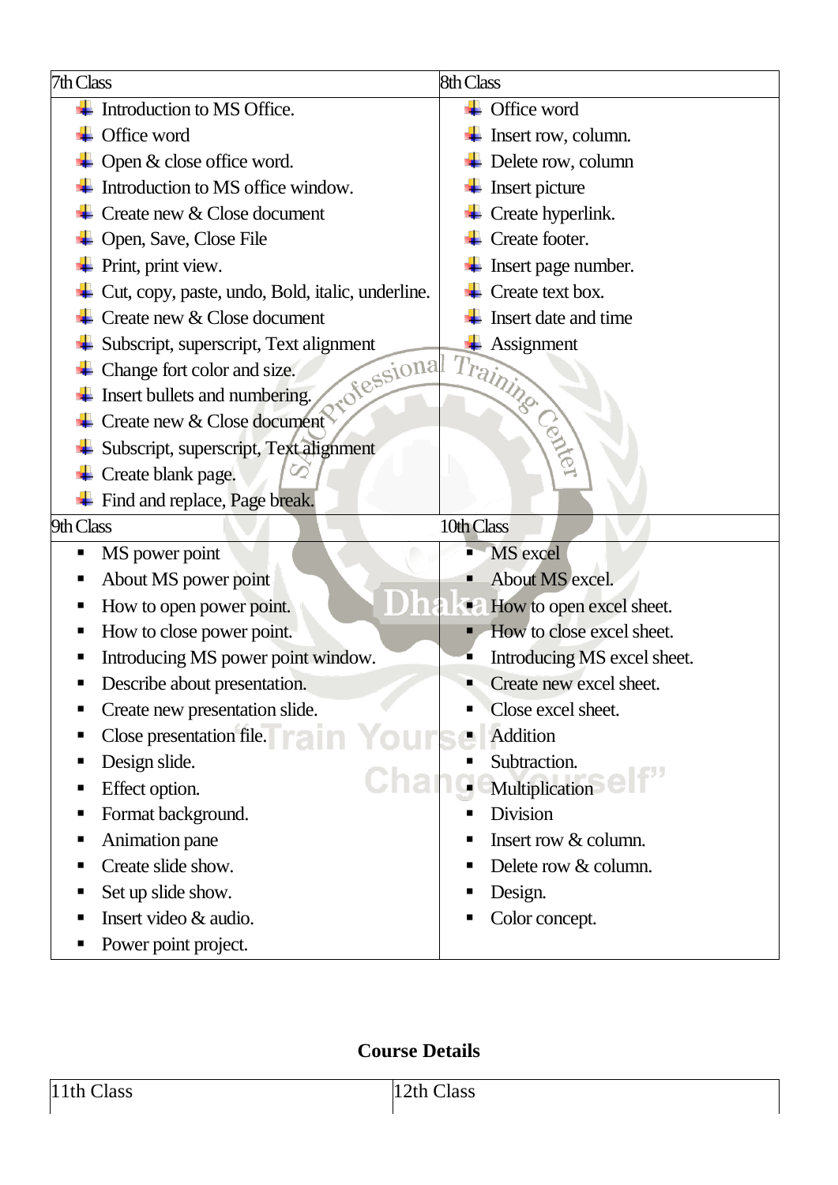| 7th Class | 8th Class |
|---|---|
| • Introduction to MS Office.<br>• Office word<br>• Open & close office word.<br>• Introduction to MS office window.<br>• Create new & Close document<br>• Open, Save, Close File<br>• Print, print view.<br>• Cut, copy, paste, undo, Bold, italic, underline.<br>• Create new & Close document<br>• Subscript, superscript, Text alignment<br>• Change fort color and size.<br>• Insert bullets and numbering.<br>• Create new & Close document<br>• Subscript, superscript, Text alignment<br>• Create blank page.<br>• Find and replace, Page break. | • Office word<br>• Insert row, column.<br>• Delete row, column<br>• Insert picture<br>• Create hyperlink.<br>• Create footer.<br>• Insert page number.<br>• Create text box.<br>• Insert date and time<br>• Assignment |
| **9th Class** | **10th Class** |
| • MS power point<br>• About MS power point<br>• How to open power point.<br>• How to close power point.<br>• Introducing MS power point window.<br>• Describe about presentation.<br>• Create new presentation slide.<br>• Close presentation file.<br>• Design slide.<br>• Effect option.<br>• Format background.<br>• Animation pane<br>• Create slide show.<br>• Set up slide show.<br>• Insert video & audio.<br>• Power point project. | • MS excel<br>• About MS excel.<br>• How to open excel sheet.<br>• How to close excel sheet.<br>• Introducing MS excel sheet.<br>• Create new excel sheet.<br>• Close excel sheet.<br>• Addition<br>• Subtraction.<br>• Multiplication<br>• Division<br>• Insert row & column.<br>• Delete row & column.<br>• Design.<br>• Color concept. |

**Course Details**

| 11th Class | 12th Class |
|---|---|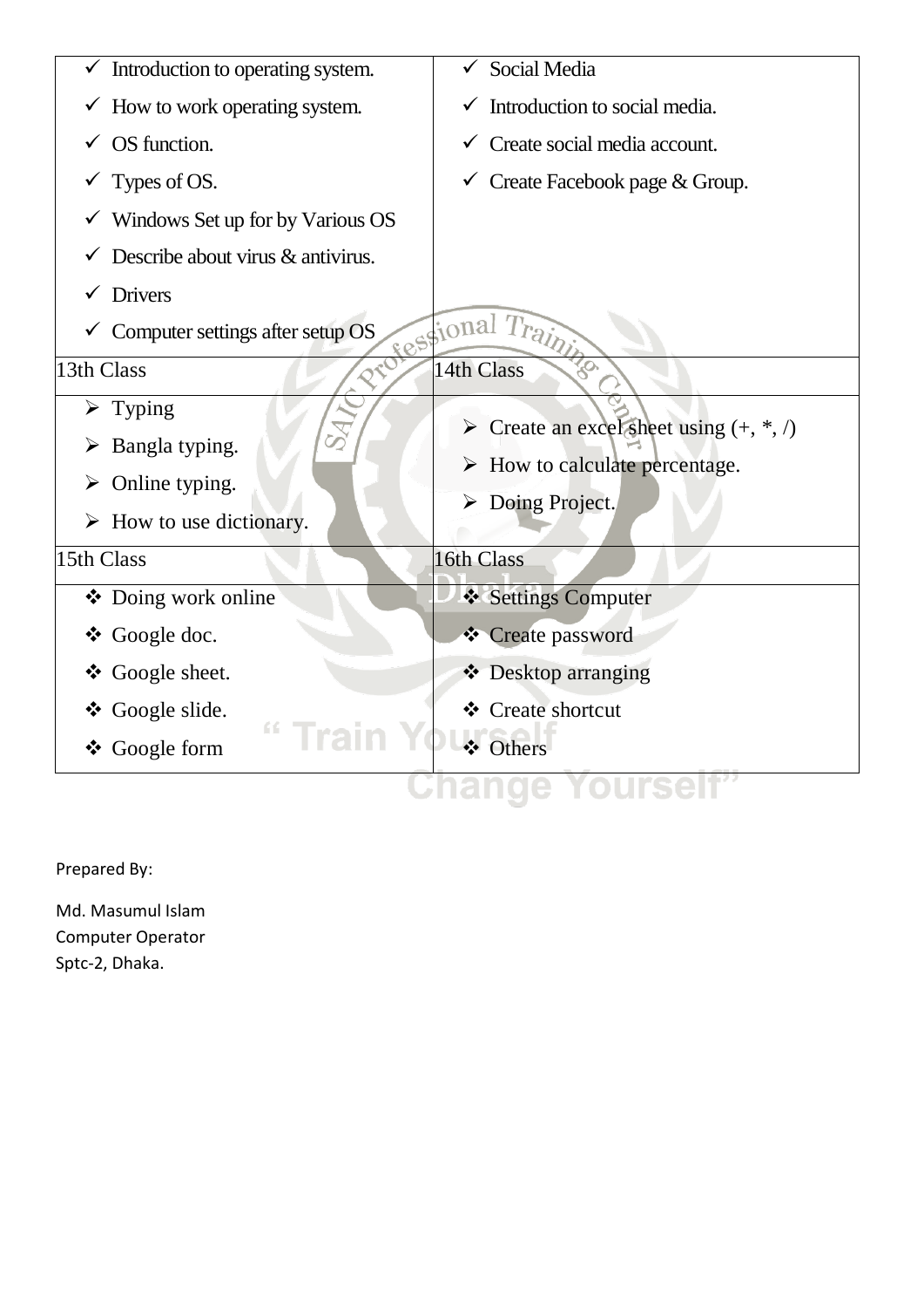| | |
|---|---|
| ✓ Introduction to operating system.<br>✓ How to work operating system.<br>✓ OS function.<br>✓ Types of OS.<br>✓ Windows Set up for by Various OS<br>✓ Describe about virus & antivirus.<br>✓ Drivers<br>✓ Computer settings after setup OS | ✓ Social Media<br>✓ Introduction to social media.<br>✓ Create social media account.<br>✓ Create Facebook page & Group. |
| 13th Class | 14th Class |
| ➢ Typing<br>➢ Bangla typing.<br>➢ Online typing.<br>➢ How to use dictionary. | ➢ Create an excel sheet using (+, *, /)<br>➢ How to calculate percentage.<br>➢ Doing Project. |
| 15th Class | 16th Class |
| ❖ Doing work online<br>❖ Google doc.<br>❖ Google sheet.<br>❖ Google slide.<br>❖ Google form | ❖ Settings Computer<br>❖ Create password<br>❖ Desktop arranging<br>❖ Create shortcut<br>❖ Others |

Prepared By:

Md. Masumul Islam
Computer Operator
Sptc-2, Dhaka.